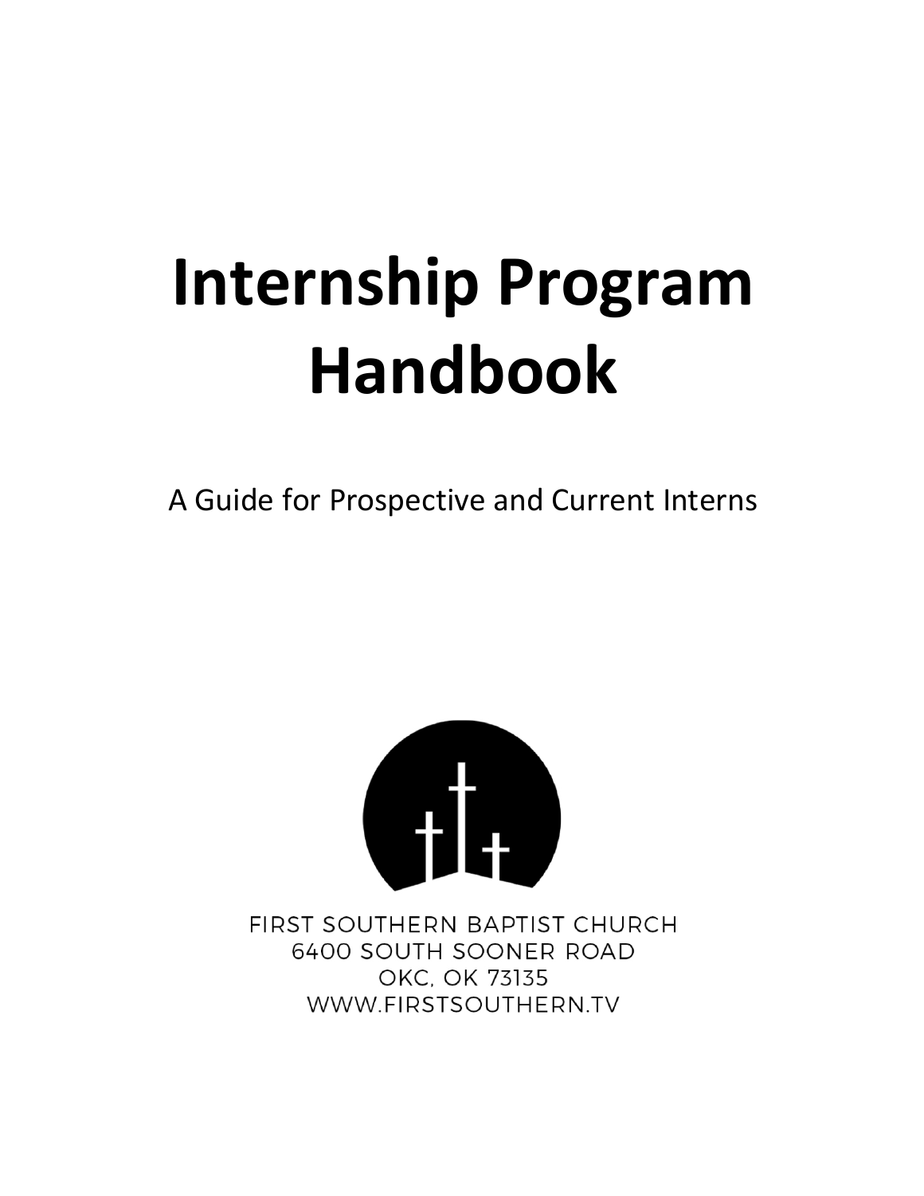# Internship Program Handbook

A Guide for Prospective and Current Interns

FIRST SOUTHERN BAPTIST CHURCH
6400 SOUTH SOONER ROAD
OKC, OK 73135
WWW.FIRSTSOUTHERN.TV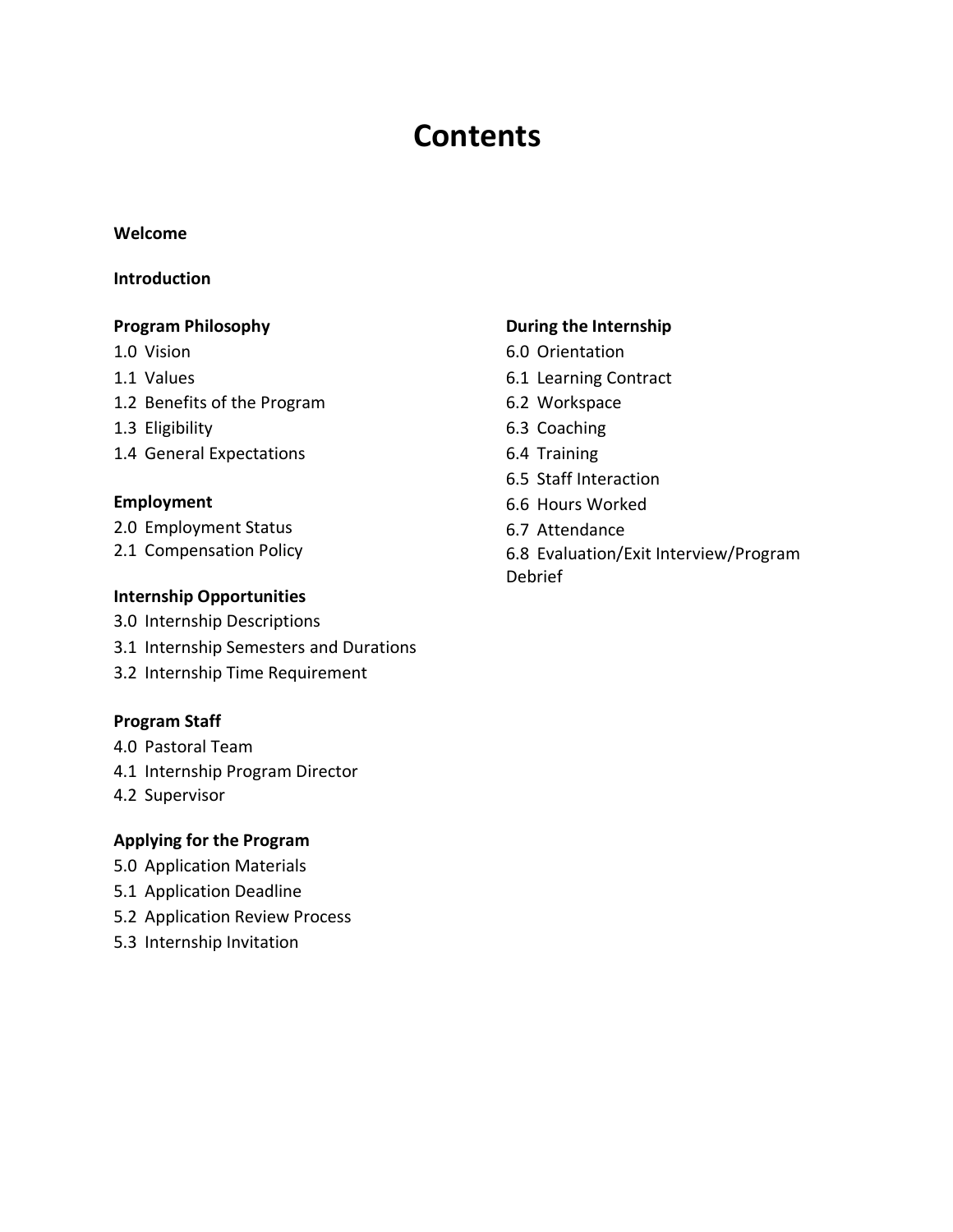# Contents

**Welcome**

**Introduction**

**Program Philosophy**

1.0 Vision
1.1 Values
1.2 Benefits of the Program
1.3 Eligibility
1.4 General Expectations

**Employment**

2.0 Employment Status
2.1 Compensation Policy

**Internship Opportunities**

3.0 Internship Descriptions
3.1 Internship Semesters and Durations
3.2 Internship Time Requirement

**Program Staff**

4.0 Pastoral Team
4.1 Internship Program Director
4.2 Supervisor

**Applying for the Program**

5.0 Application Materials
5.1 Application Deadline
5.2 Application Review Process
5.3 Internship Invitation

**During the Internship**

6.0 Orientation
6.1 Learning Contract
6.2 Workspace
6.3 Coaching
6.4 Training
6.5 Staff Interaction
6.6 Hours Worked
6.7 Attendance
6.8 Evaluation/Exit Interview/Program Debrief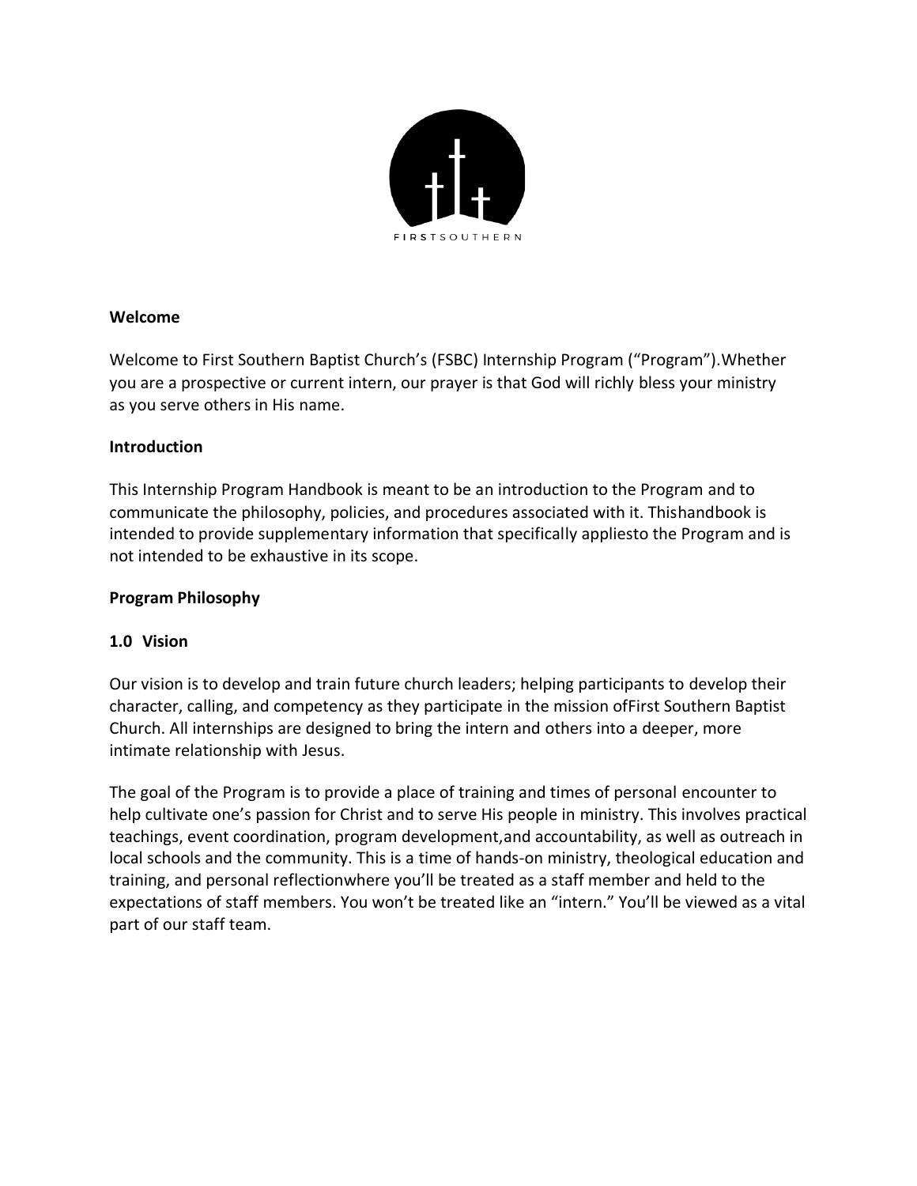FIRSTSOUTHERN

**Welcome**

Welcome to First Southern Baptist Church's (FSBC) Internship Program ("Program").Whether you are a prospective or current intern, our prayer is that God will richly bless your ministry as you serve others in His name.

**Introduction**

This Internship Program Handbook is meant to be an introduction to the Program and to communicate the philosophy, policies, and procedures associated with it. Thishandbook is intended to provide supplementary information that specifically appliesto the Program and is not intended to be exhaustive in its scope.

**Program Philosophy**

**1.0 Vision**

Our vision is to develop and train future church leaders; helping participants to develop their character, calling, and competency as they participate in the mission ofFirst Southern Baptist Church. All internships are designed to bring the intern and others into a deeper, more intimate relationship with Jesus.

The goal of the Program is to provide a place of training and times of personal encounter to help cultivate one's passion for Christ and to serve His people in ministry. This involves practical teachings, event coordination, program development,and accountability, as well as outreach in local schools and the community. This is a time of hands-on ministry, theological education and training, and personal reflectionwhere you'll be treated as a staff member and held to the expectations of staff members. You won't be treated like an "intern." You'll be viewed as a vital part of our staff team.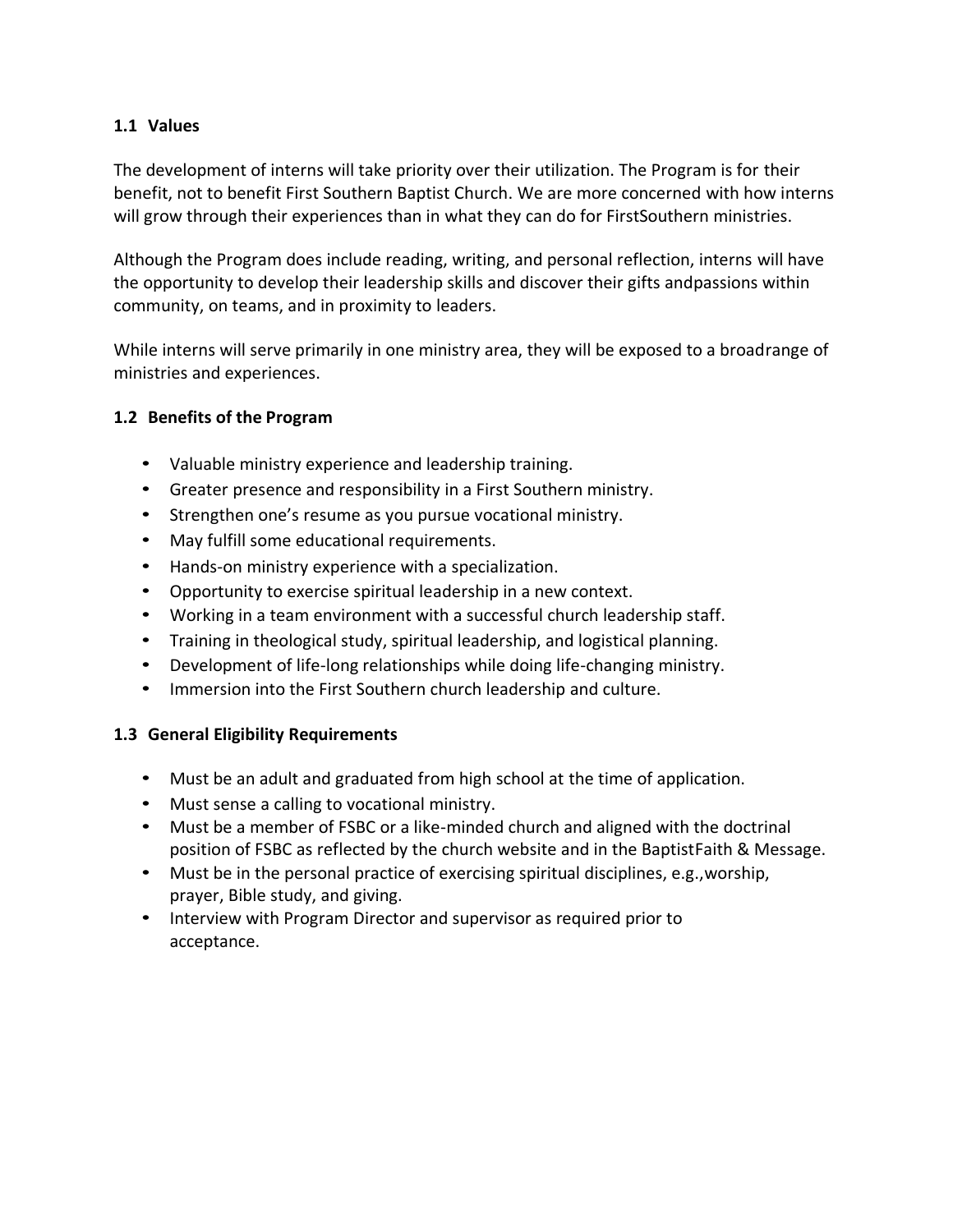### 1.1 Values

The development of interns will take priority over their utilization. The Program is for their benefit, not to benefit First Southern Baptist Church. We are more concerned with how interns will grow through their experiences than in what they can do for FirstSouthern ministries.

Although the Program does include reading, writing, and personal reflection, interns will have the opportunity to develop their leadership skills and discover their gifts andpassions within community, on teams, and in proximity to leaders.

While interns will serve primarily in one ministry area, they will be exposed to a broadrange of ministries and experiences.

### 1.2 Benefits of the Program

- Valuable ministry experience and leadership training.
- Greater presence and responsibility in a First Southern ministry.
- Strengthen one's resume as you pursue vocational ministry.
- May fulfill some educational requirements.
- Hands-on ministry experience with a specialization.
- Opportunity to exercise spiritual leadership in a new context.
- Working in a team environment with a successful church leadership staff.
- Training in theological study, spiritual leadership, and logistical planning.
- Development of life-long relationships while doing life-changing ministry.
- Immersion into the First Southern church leadership and culture.

### 1.3 General Eligibility Requirements

- Must be an adult and graduated from high school at the time of application.
- Must sense a calling to vocational ministry.
- Must be a member of FSBC or a like-minded church and aligned with the doctrinal position of FSBC as reflected by the church website and in the BaptistFaith & Message.
- Must be in the personal practice of exercising spiritual disciplines, e.g.,worship, prayer, Bible study, and giving.
- Interview with Program Director and supervisor as required prior to acceptance.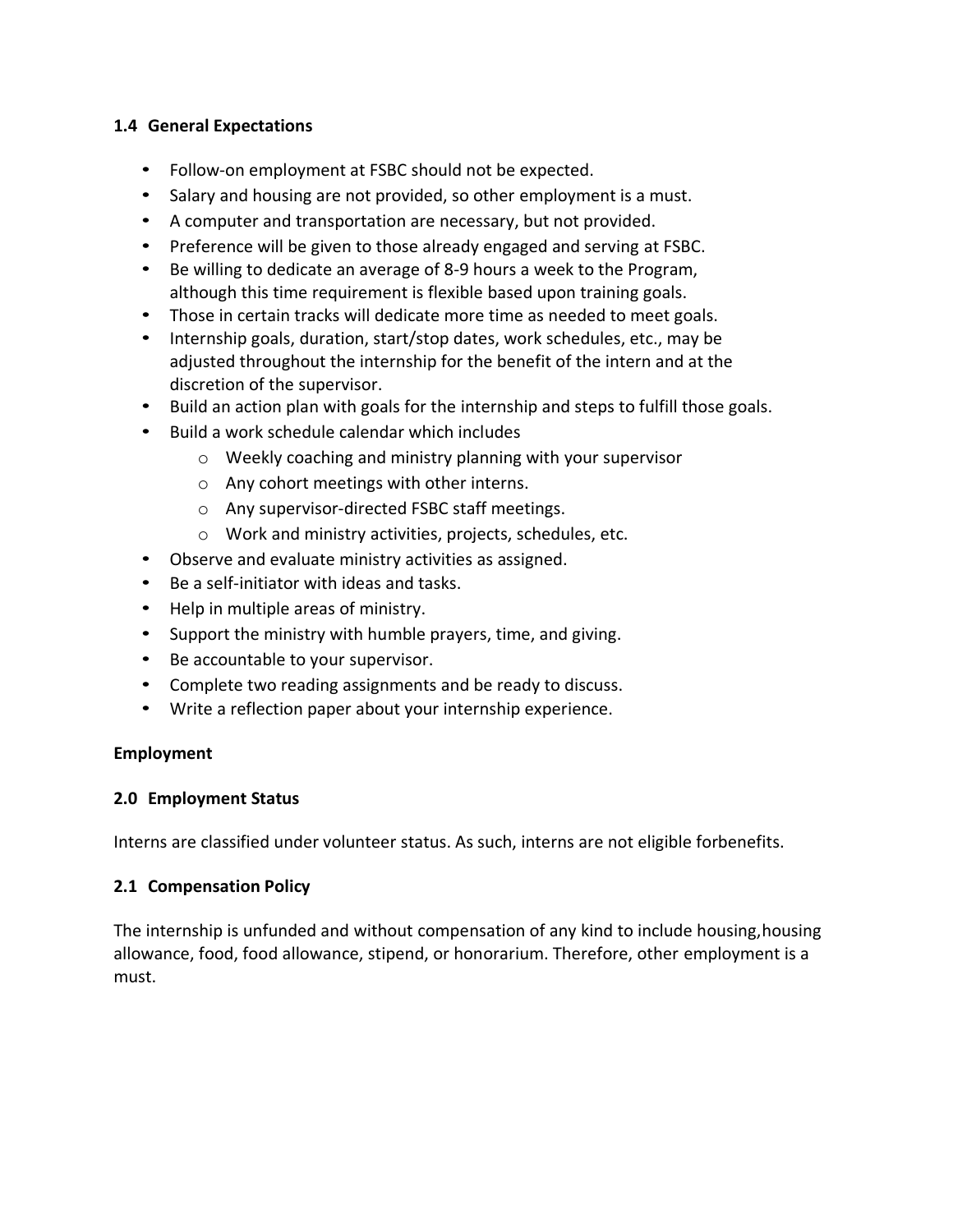### 1.4 General Expectations

- Follow-on employment at FSBC should not be expected.
- Salary and housing are not provided, so other employment is a must.
- A computer and transportation are necessary, but not provided.
- Preference will be given to those already engaged and serving at FSBC.
- Be willing to dedicate an average of 8-9 hours a week to the Program, although this time requirement is flexible based upon training goals.
- Those in certain tracks will dedicate more time as needed to meet goals.
- Internship goals, duration, start/stop dates, work schedules, etc., may be adjusted throughout the internship for the benefit of the intern and at the discretion of the supervisor.
- Build an action plan with goals for the internship and steps to fulfill those goals.
- Build a work schedule calendar which includes
  - Weekly coaching and ministry planning with your supervisor
  - Any cohort meetings with other interns.
  - Any supervisor-directed FSBC staff meetings.
  - Work and ministry activities, projects, schedules, etc.
- Observe and evaluate ministry activities as assigned.
- Be a self-initiator with ideas and tasks.
- Help in multiple areas of ministry.
- Support the ministry with humble prayers, time, and giving.
- Be accountable to your supervisor.
- Complete two reading assignments and be ready to discuss.
- Write a reflection paper about your internship experience.

## Employment

### 2.0 Employment Status

Interns are classified under volunteer status. As such, interns are not eligible forbenefits.

### 2.1 Compensation Policy

The internship is unfunded and without compensation of any kind to include housing,housing allowance, food, food allowance, stipend, or honorarium. Therefore, other employment is a must.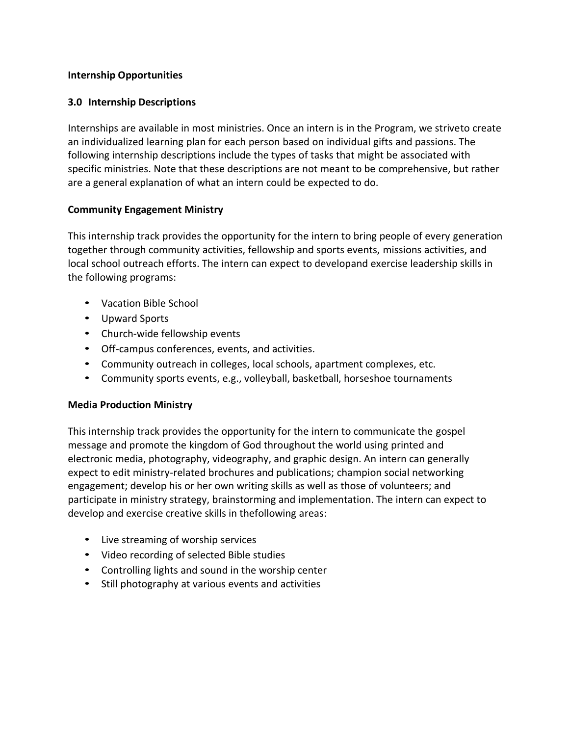**Internship Opportunities**

## 3.0 Internship Descriptions

Internships are available in most ministries. Once an intern is in the Program, we striveto create an individualized learning plan for each person based on individual gifts and passions. The following internship descriptions include the types of tasks that might be associated with specific ministries. Note that these descriptions are not meant to be comprehensive, but rather are a general explanation of what an intern could be expected to do.

### Community Engagement Ministry

This internship track provides the opportunity for the intern to bring people of every generation together through community activities, fellowship and sports events, missions activities, and local school outreach efforts. The intern can expect to developand exercise leadership skills in the following programs:

- Vacation Bible School
- Upward Sports
- Church-wide fellowship events
- Off-campus conferences, events, and activities.
- Community outreach in colleges, local schools, apartment complexes, etc.
- Community sports events, e.g., volleyball, basketball, horseshoe tournaments

### Media Production Ministry

This internship track provides the opportunity for the intern to communicate the gospel message and promote the kingdom of God throughout the world using printed and electronic media, photography, videography, and graphic design. An intern can generally expect to edit ministry-related brochures and publications; champion social networking engagement; develop his or her own writing skills as well as those of volunteers; and participate in ministry strategy, brainstorming and implementation. The intern can expect to develop and exercise creative skills in thefollowing areas:

- Live streaming of worship services
- Video recording of selected Bible studies
- Controlling lights and sound in the worship center
- Still photography at various events and activities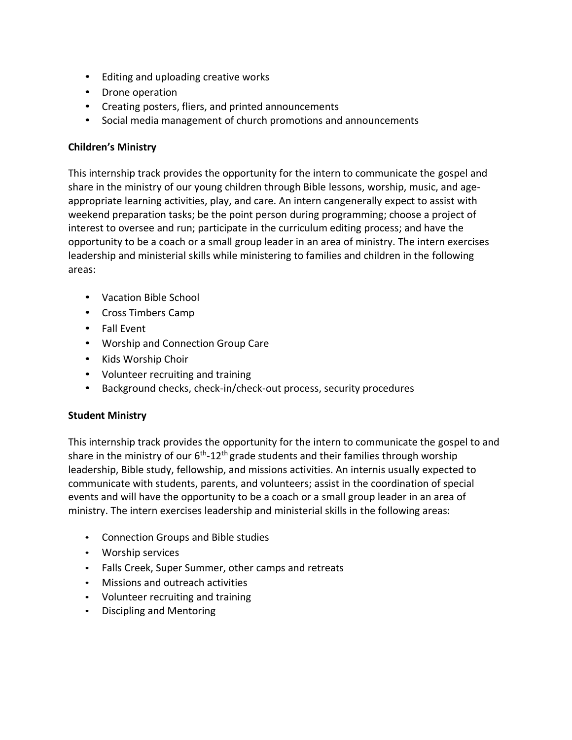- Editing and uploading creative works
- Drone operation
- Creating posters, fliers, and printed announcements
- Social media management of church promotions and announcements

**Children's Ministry**

This internship track provides the opportunity for the intern to communicate the gospel and share in the ministry of our young children through Bible lessons, worship, music, and age-appropriate learning activities, play, and care. An intern cangenerally expect to assist with weekend preparation tasks; be the point person during programming; choose a project of interest to oversee and run; participate in the curriculum editing process; and have the opportunity to be a coach or a small group leader in an area of ministry. The intern exercises leadership and ministerial skills while ministering to families and children in the following areas:

- Vacation Bible School
- Cross Timbers Camp
- Fall Event
- Worship and Connection Group Care
- Kids Worship Choir
- Volunteer recruiting and training
- Background checks, check-in/check-out process, security procedures

**Student Ministry**

This internship track provides the opportunity for the intern to communicate the gospel to and share in the ministry of our 6th-12th grade students and their families through worship leadership, Bible study, fellowship, and missions activities. An internis usually expected to communicate with students, parents, and volunteers; assist in the coordination of special events and will have the opportunity to be a coach or a small group leader in an area of ministry. The intern exercises leadership and ministerial skills in the following areas:

- Connection Groups and Bible studies
- Worship services
- Falls Creek, Super Summer, other camps and retreats
- Missions and outreach activities
- Volunteer recruiting and training
- Discipling and Mentoring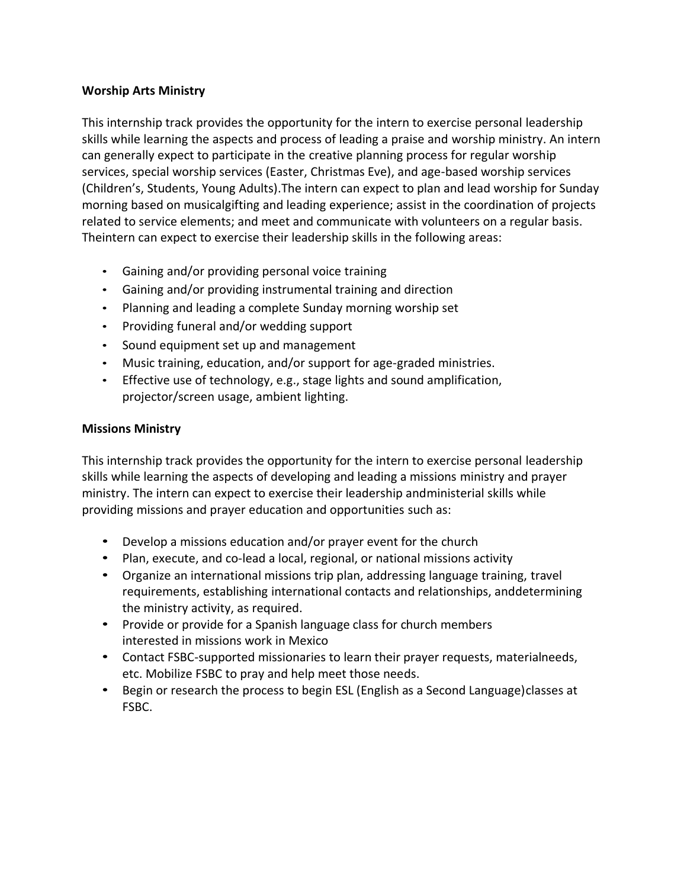**Worship Arts Ministry**

This internship track provides the opportunity for the intern to exercise personal leadership skills while learning the aspects and process of leading a praise and worship ministry. An intern can generally expect to participate in the creative planning process for regular worship services, special worship services (Easter, Christmas Eve), and age-based worship services (Children's, Students, Young Adults).The intern can expect to plan and lead worship for Sunday morning based on musicalgifting and leading experience; assist in the coordination of projects related to service elements; and meet and communicate with volunteers on a regular basis. Theintern can expect to exercise their leadership skills in the following areas:

- Gaining and/or providing personal voice training
- Gaining and/or providing instrumental training and direction
- Planning and leading a complete Sunday morning worship set
- Providing funeral and/or wedding support
- Sound equipment set up and management
- Music training, education, and/or support for age-graded ministries.
- Effective use of technology, e.g., stage lights and sound amplification, projector/screen usage, ambient lighting.

**Missions Ministry**

This internship track provides the opportunity for the intern to exercise personal leadership skills while learning the aspects of developing and leading a missions ministry and prayer ministry. The intern can expect to exercise their leadership andministerial skills while providing missions and prayer education and opportunities such as:

- Develop a missions education and/or prayer event for the church
- Plan, execute, and co-lead a local, regional, or national missions activity
- Organize an international missions trip plan, addressing language training, travel requirements, establishing international contacts and relationships, anddetermining the ministry activity, as required.
- Provide or provide for a Spanish language class for church members interested in missions work in Mexico
- Contact FSBC-supported missionaries to learn their prayer requests, materialneeds, etc. Mobilize FSBC to pray and help meet those needs.
- Begin or research the process to begin ESL (English as a Second Language)classes at FSBC.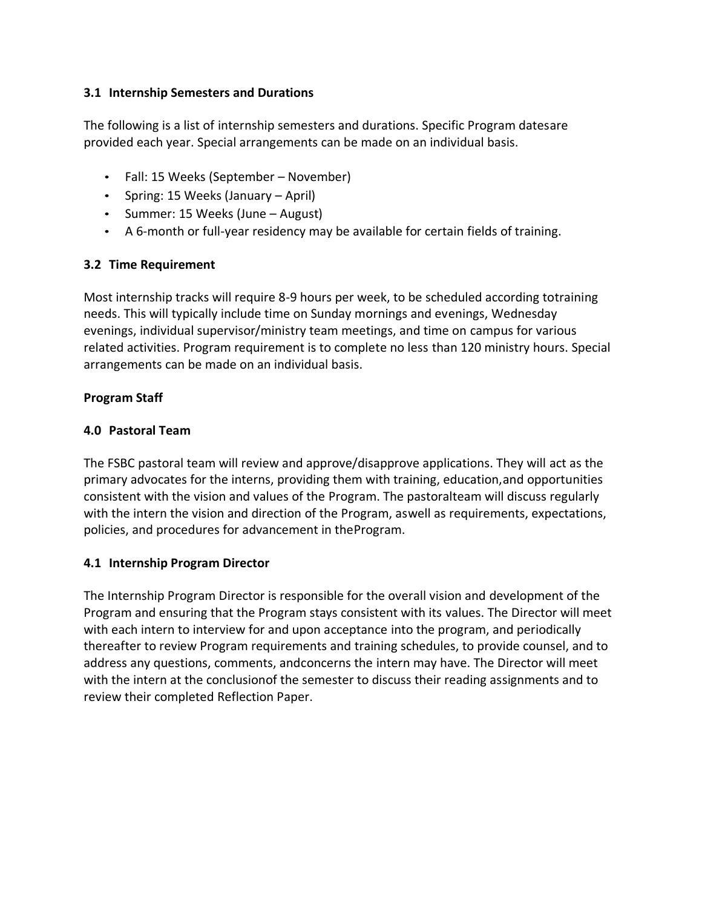### 3.1 Internship Semesters and Durations

The following is a list of internship semesters and durations. Specific Program datesare provided each year. Special arrangements can be made on an individual basis.

- Fall: 15 Weeks (September – November)
- Spring: 15 Weeks (January – April)
- Summer: 15 Weeks (June – August)
- A 6-month or full-year residency may be available for certain fields of training.

### 3.2 Time Requirement

Most internship tracks will require 8-9 hours per week, to be scheduled according totraining needs. This will typically include time on Sunday mornings and evenings, Wednesday evenings, individual supervisor/ministry team meetings, and time on campus for various related activities. Program requirement is to complete no less than 120 ministry hours. Special arrangements can be made on an individual basis.

## Program Staff

### 4.0 Pastoral Team

The FSBC pastoral team will review and approve/disapprove applications. They will act as the primary advocates for the interns, providing them with training, education,and opportunities consistent with the vision and values of the Program. The pastoralteam will discuss regularly with the intern the vision and direction of the Program, aswell as requirements, expectations, policies, and procedures for advancement in theProgram.

### 4.1 Internship Program Director

The Internship Program Director is responsible for the overall vision and development of the Program and ensuring that the Program stays consistent with its values. The Director will meet with each intern to interview for and upon acceptance into the program, and periodically thereafter to review Program requirements and training schedules, to provide counsel, and to address any questions, comments, andconcerns the intern may have. The Director will meet with the intern at the conclusionof the semester to discuss their reading assignments and to review their completed Reflection Paper.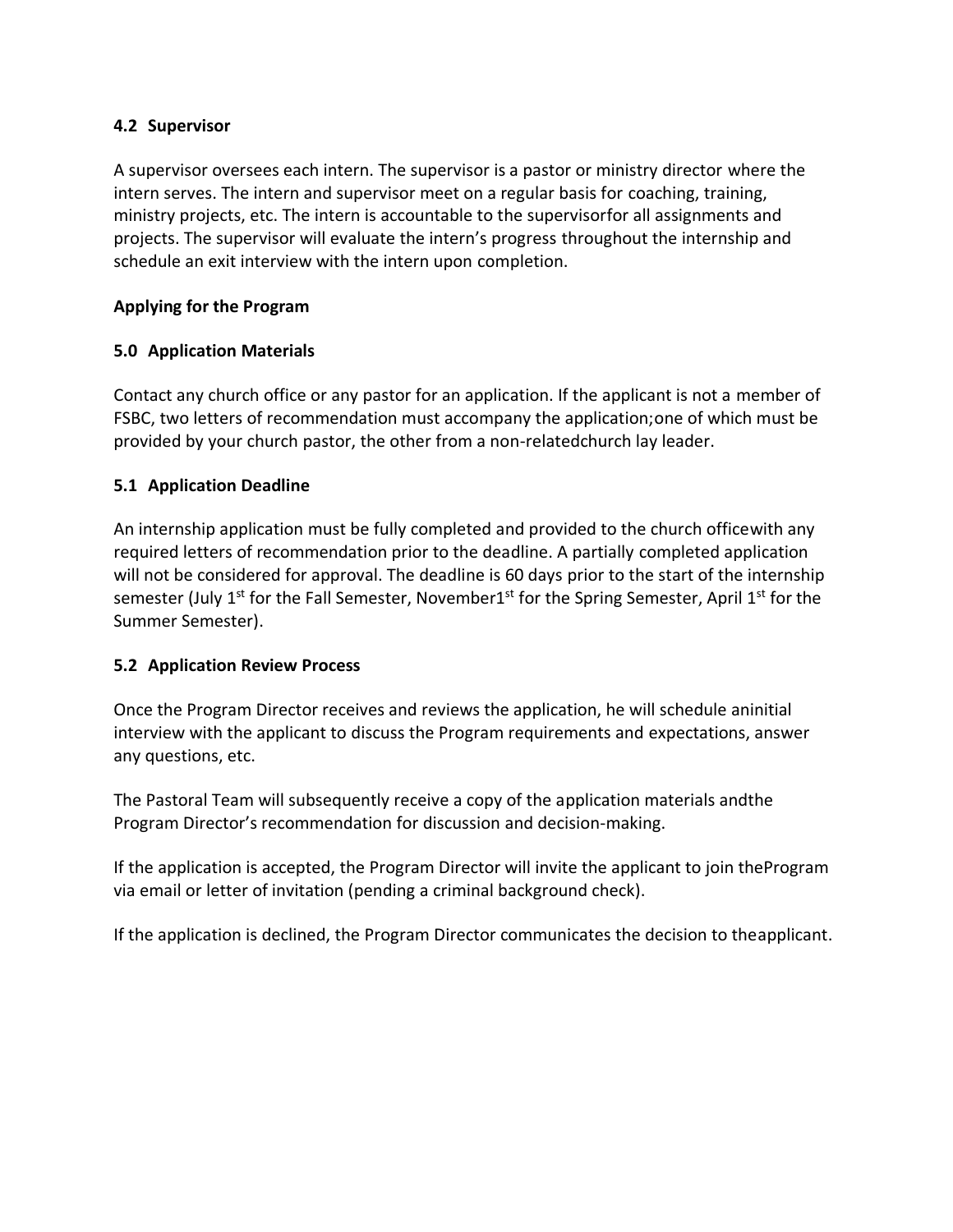### 4.2 Supervisor

A supervisor oversees each intern. The supervisor is a pastor or ministry director where the intern serves. The intern and supervisor meet on a regular basis for coaching, training, ministry projects, etc. The intern is accountable to the supervisorfor all assignments and projects. The supervisor will evaluate the intern's progress throughout the internship and schedule an exit interview with the intern upon completion.

## Applying for the Program

### 5.0 Application Materials

Contact any church office or any pastor for an application. If the applicant is not a member of FSBC, two letters of recommendation must accompany the application;one of which must be provided by your church pastor, the other from a non-relatedchurch lay leader.

### 5.1 Application Deadline

An internship application must be fully completed and provided to the church officewith any required letters of recommendation prior to the deadline. A partially completed application will not be considered for approval. The deadline is 60 days prior to the start of the internship semester (July 1st for the Fall Semester, November1st for the Spring Semester, April 1st for the Summer Semester).

### 5.2 Application Review Process

Once the Program Director receives and reviews the application, he will schedule aninitial interview with the applicant to discuss the Program requirements and expectations, answer any questions, etc.

The Pastoral Team will subsequently receive a copy of the application materials andthe Program Director's recommendation for discussion and decision-making.

If the application is accepted, the Program Director will invite the applicant to join theProgram via email or letter of invitation (pending a criminal background check).

If the application is declined, the Program Director communicates the decision to theapplicant.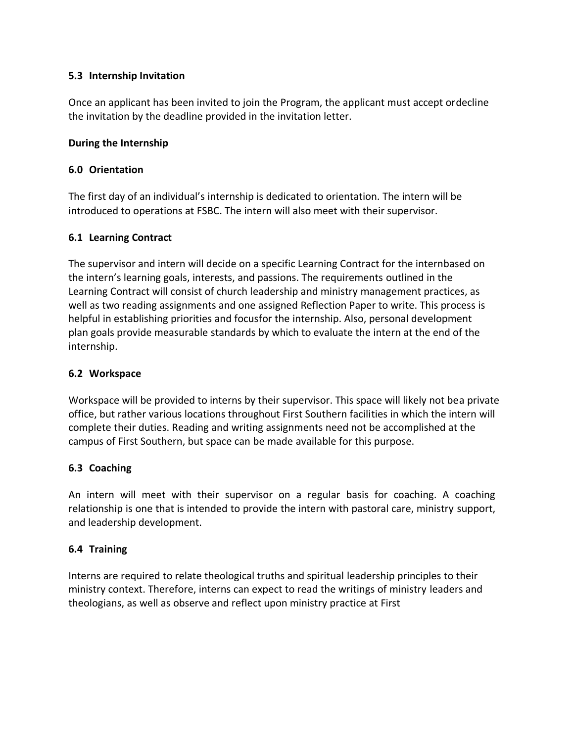### 5.3 Internship Invitation

Once an applicant has been invited to join the Program, the applicant must accept ordecline the invitation by the deadline provided in the invitation letter.

**During the Internship**

### 6.0 Orientation

The first day of an individual's internship is dedicated to orientation. The intern will be introduced to operations at FSBC. The intern will also meet with their supervisor.

### 6.1 Learning Contract

The supervisor and intern will decide on a specific Learning Contract for the internbased on the intern's learning goals, interests, and passions. The requirements outlined in the Learning Contract will consist of church leadership and ministry management practices, as well as two reading assignments and one assigned Reflection Paper to write. This process is helpful in establishing priorities and focusfor the internship. Also, personal development plan goals provide measurable standards by which to evaluate the intern at the end of the internship.

### 6.2 Workspace

Workspace will be provided to interns by their supervisor. This space will likely not bea private office, but rather various locations throughout First Southern facilities in which the intern will complete their duties. Reading and writing assignments need not be accomplished at the campus of First Southern, but space can be made available for this purpose.

### 6.3 Coaching

An intern will meet with their supervisor on a regular basis for coaching. A coaching relationship is one that is intended to provide the intern with pastoral care, ministry support, and leadership development.

### 6.4 Training

Interns are required to relate theological truths and spiritual leadership principles to their ministry context. Therefore, interns can expect to read the writings of ministry leaders and theologians, as well as observe and reflect upon ministry practice at First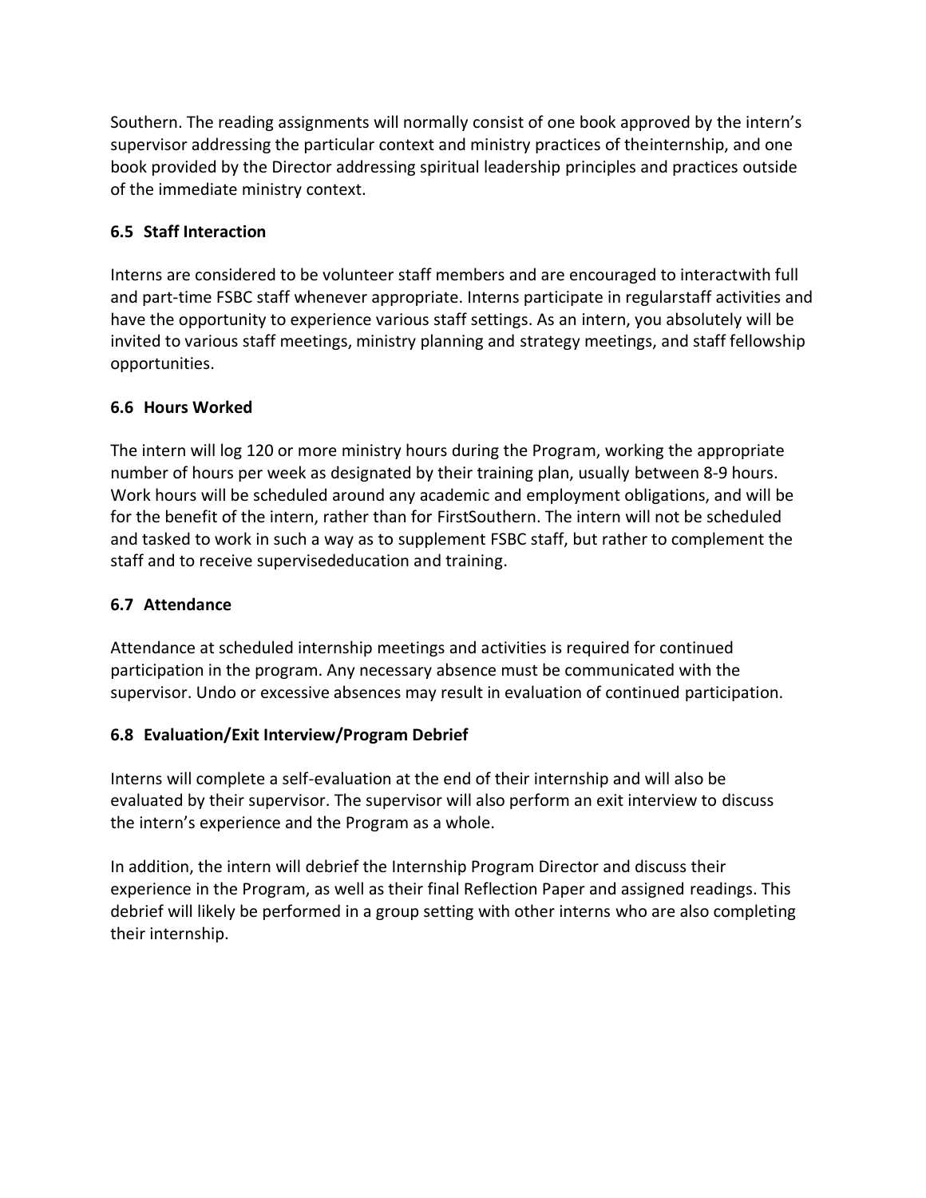Southern. The reading assignments will normally consist of one book approved by the intern's supervisor addressing the particular context and ministry practices of theinternship, and one book provided by the Director addressing spiritual leadership principles and practices outside of the immediate ministry context.

### 6.5 Staff Interaction

Interns are considered to be volunteer staff members and are encouraged to interactwith full and part-time FSBC staff whenever appropriate. Interns participate in regularstaff activities and have the opportunity to experience various staff settings. As an intern, you absolutely will be invited to various staff meetings, ministry planning and strategy meetings, and staff fellowship opportunities.

### 6.6 Hours Worked

The intern will log 120 or more ministry hours during the Program, working the appropriate number of hours per week as designated by their training plan, usually between 8-9 hours. Work hours will be scheduled around any academic and employment obligations, and will be for the benefit of the intern, rather than for FirstSouthern. The intern will not be scheduled and tasked to work in such a way as to supplement FSBC staff, but rather to complement the staff and to receive supervisededucation and training.

### 6.7 Attendance

Attendance at scheduled internship meetings and activities is required for continued participation in the program. Any necessary absence must be communicated with the supervisor. Undo or excessive absences may result in evaluation of continued participation.

### 6.8 Evaluation/Exit Interview/Program Debrief

Interns will complete a self-evaluation at the end of their internship and will also be evaluated by their supervisor. The supervisor will also perform an exit interview to discuss the intern's experience and the Program as a whole.

In addition, the intern will debrief the Internship Program Director and discuss their experience in the Program, as well as their final Reflection Paper and assigned readings. This debrief will likely be performed in a group setting with other interns who are also completing their internship.